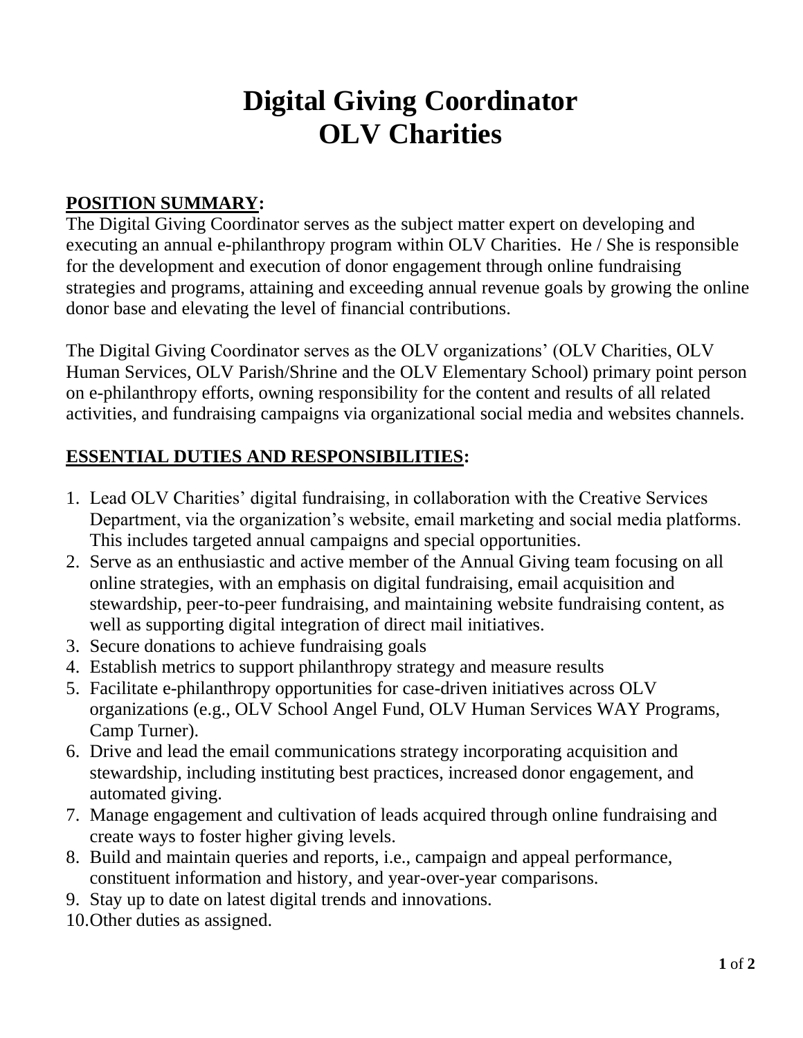# Digital Giving Coordinator
# OLV Charities

**POSITION SUMMARY:**

The Digital Giving Coordinator serves as the subject matter expert on developing and executing an annual e-philanthropy program within OLV Charities. He / She is responsible for the development and execution of donor engagement through online fundraising strategies and programs, attaining and exceeding annual revenue goals by growing the online donor base and elevating the level of financial contributions.

The Digital Giving Coordinator serves as the OLV organizations' (OLV Charities, OLV Human Services, OLV Parish/Shrine and the OLV Elementary School) primary point person on e-philanthropy efforts, owning responsibility for the content and results of all related activities, and fundraising campaigns via organizational social media and websites channels.

**ESSENTIAL DUTIES AND RESPONSIBILITIES:**

1. Lead OLV Charities' digital fundraising, in collaboration with the Creative Services Department, via the organization's website, email marketing and social media platforms. This includes targeted annual campaigns and special opportunities.
2. Serve as an enthusiastic and active member of the Annual Giving team focusing on all online strategies, with an emphasis on digital fundraising, email acquisition and stewardship, peer-to-peer fundraising, and maintaining website fundraising content, as well as supporting digital integration of direct mail initiatives.
3. Secure donations to achieve fundraising goals
4. Establish metrics to support philanthropy strategy and measure results
5. Facilitate e-philanthropy opportunities for case-driven initiatives across OLV organizations (e.g., OLV School Angel Fund, OLV Human Services WAY Programs, Camp Turner).
6. Drive and lead the email communications strategy incorporating acquisition and stewardship, including instituting best practices, increased donor engagement, and automated giving.
7. Manage engagement and cultivation of leads acquired through online fundraising and create ways to foster higher giving levels.
8. Build and maintain queries and reports, i.e., campaign and appeal performance, constituent information and history, and year-over-year comparisons.
9. Stay up to date on latest digital trends and innovations.
10. Other duties as assigned.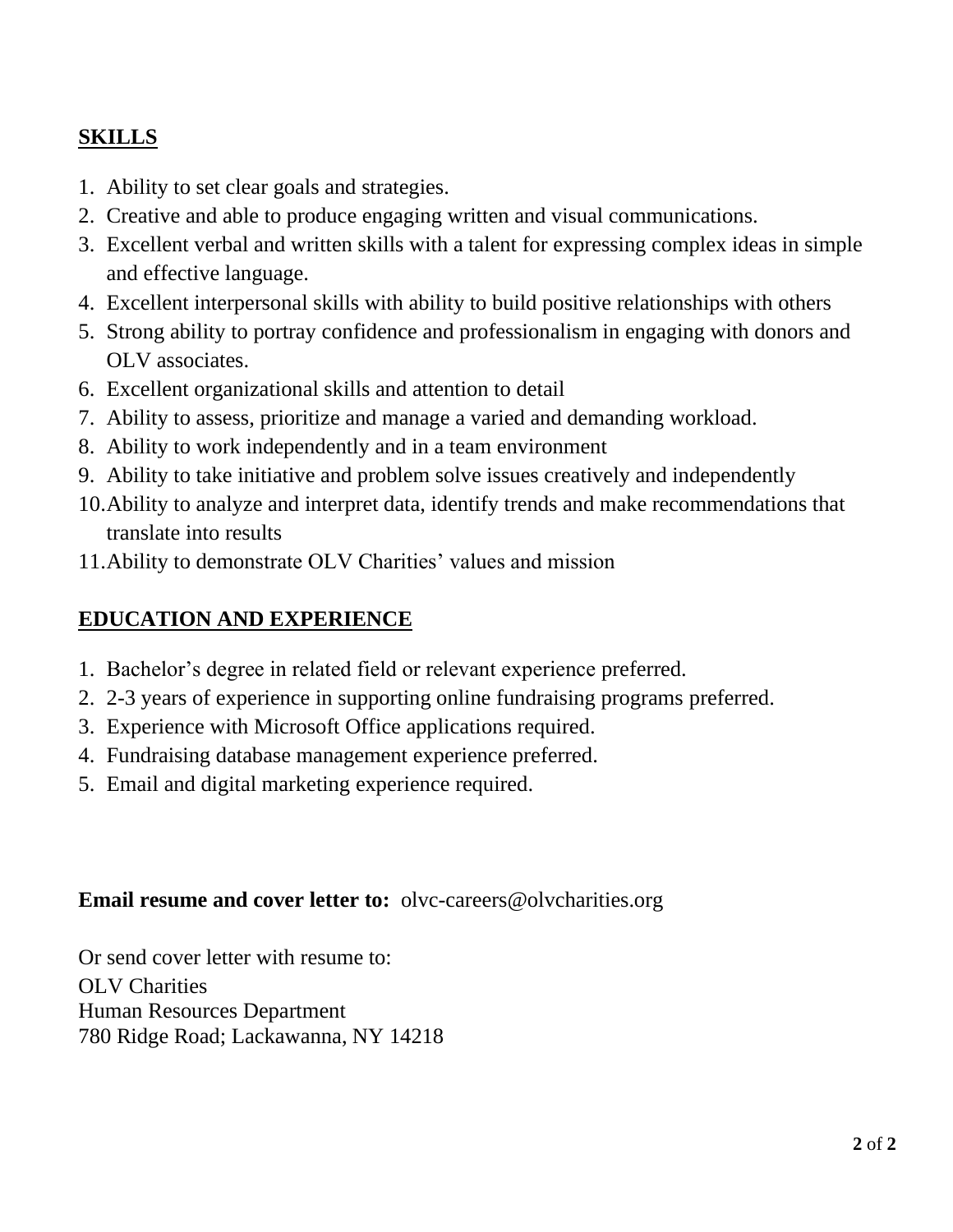## SKILLS

1. Ability to set clear goals and strategies.
2. Creative and able to produce engaging written and visual communications.
3. Excellent verbal and written skills with a talent for expressing complex ideas in simple and effective language.
4. Excellent interpersonal skills with ability to build positive relationships with others
5. Strong ability to portray confidence and professionalism in engaging with donors and OLV associates.
6. Excellent organizational skills and attention to detail
7. Ability to assess, prioritize and manage a varied and demanding workload.
8. Ability to work independently and in a team environment
9. Ability to take initiative and problem solve issues creatively and independently
10. Ability to analyze and interpret data, identify trends and make recommendations that translate into results
11. Ability to demonstrate OLV Charities' values and mission

## EDUCATION AND EXPERIENCE

1. Bachelor's degree in related field or relevant experience preferred.
2. 2-3 years of experience in supporting online fundraising programs preferred.
3. Experience with Microsoft Office applications required.
4. Fundraising database management experience preferred.
5. Email and digital marketing experience required.

**Email resume and cover letter to:** olvc-careers@olvcharities.org

Or send cover letter with resume to:
OLV Charities
Human Resources Department
780 Ridge Road; Lackawanna, NY 14218